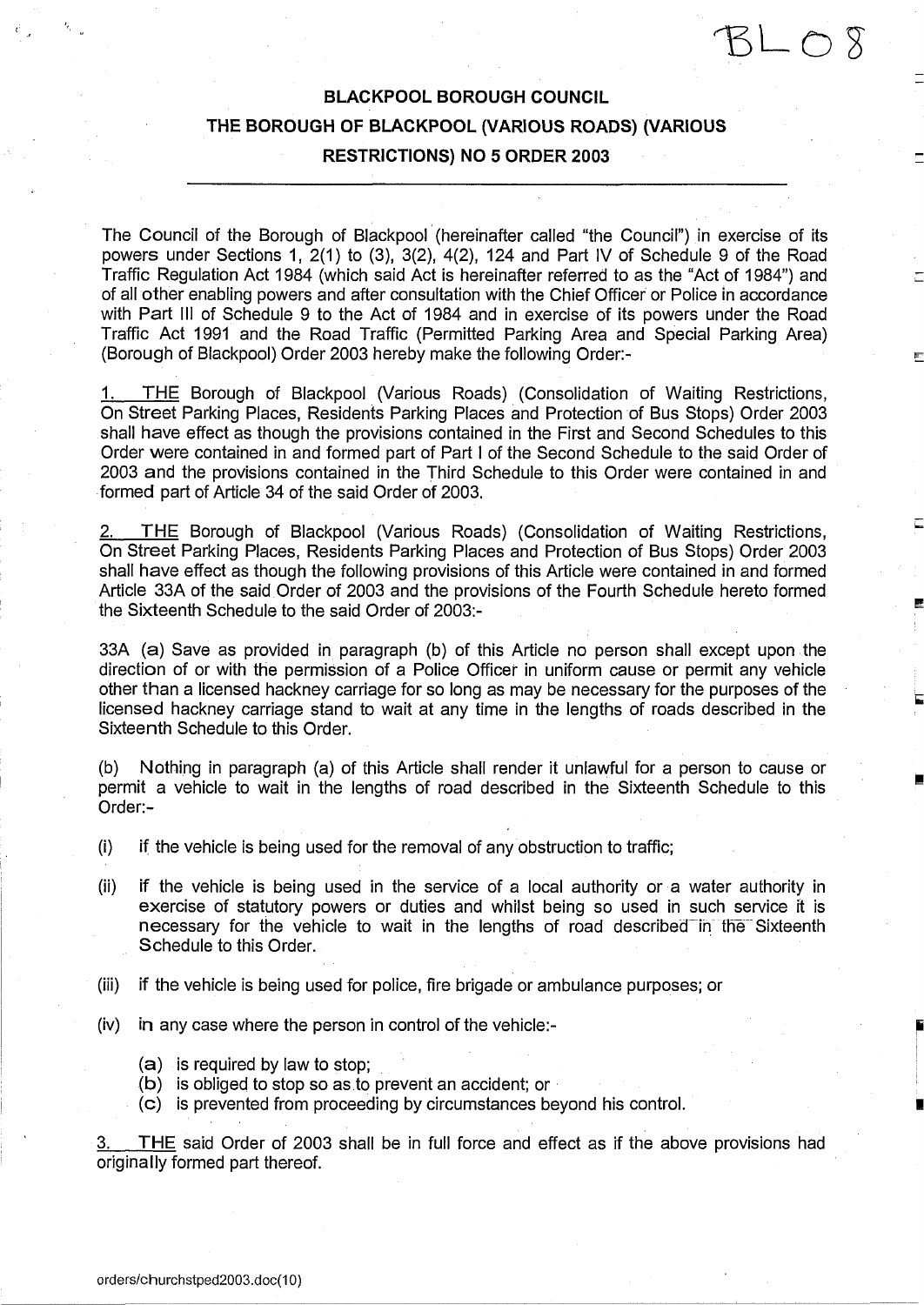BL08

# BLACKPOOL BOROUGH COUNCIL

## THE BOROUGH OF BLACKPOOL (VARIOUS ROADS) (VARIOUS RESTRICTIONS) NO 5 ORDER 2003

The Council of the Borough of Blackpool (hereinafter called "the Council") in exercise of its powers under Sections 1, 2(1) to (3), 3(2), 4(2), 124 and Part IV of Schedule 9 of the Road Traffic Regulation Act 1984 (which said Act is hereinafter referred to as the "Act of 1984") and of all other enabling powers and after consultation with the Chief Officer or Police in accordance with Part III of Schedule 9 to the Act of 1984 and in exercise of its powers under the Road Traffic Act 1991 and the Road Traffic (Permitted Parking Area and Special Parking Area) (Borough of Blackpool) Order 2003 hereby make the following Order:-

1. THE Borough of Blackpool (Various Roads) (Consolidation of Waiting Restrictions, On Street Parking Places, Residents Parking Places and Protection of Bus Stops) Order 2003 shall have effect as though the provisions contained in the First and Second Schedules to this Order were contained in and formed part of Part I of the Second Schedule to the said Order of 2003 and the provisions contained in the Third Schedule to this Order were contained in and formed part of Article 34 of the said Order of 2003.

2. THE Borough of Blackpool (Various Roads) (Consolidation of Waiting Restrictions, On Street Parking Places, Residents Parking Places and Protection of Bus Stops) Order 2003 shall have effect as though the following provisions of this Article were contained in and formed Article 33A of the said Order of 2003 and the provisions of the Fourth Schedule hereto formed the Sixteenth Schedule to the said Order of 2003:-

33A (a) Save as provided in paragraph (b) of this Article no person shall except upon the direction of or with the permission of a Police Officer in uniform cause or permit any vehicle other than a licensed hackney carriage for so long as may be necessary for the purposes of the licensed hackney carriage stand to wait at any time in the lengths of roads described in the Sixteenth Schedule to this Order.

(b) Nothing in paragraph (a) of this Article shall render it unlawful for a person to cause or permit a vehicle to wait in the lengths of road described in the Sixteenth Schedule to this Order:-

(i) if the vehicle is being used for the removal of any obstruction to traffic;

(ii) if the vehicle is being used in the service of a local authority or a water authority in exercise of statutory powers or duties and whilst being so used in such service it is necessary for the vehicle to wait in the lengths of road described in the Sixteenth Schedule to this Order.

(iii) if the vehicle is being used for police, fire brigade or ambulance purposes; or

(iv) in any case where the person in control of the vehicle:-

- (a) is required by law to stop;
- (b) is obliged to stop so as to prevent an accident; or
- (c) is prevented from proceeding by circumstances beyond his control.

3. THE said Order of 2003 shall be in full force and effect as if the above provisions had originally formed part thereof.

orders/churchstped2003.doc(10)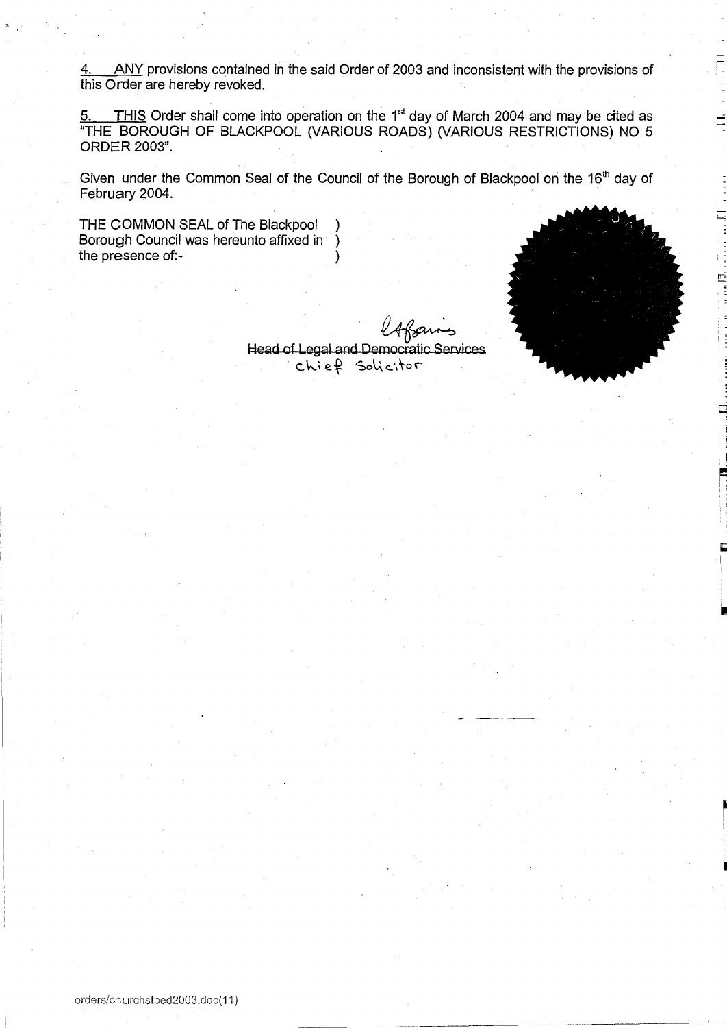4. ANY provisions contained in the said Order of 2003 and inconsistent with the provisions of this Order are hereby revoked.

5. THIS Order shall come into operation on the 1st day of March 2004 and may be cited as "THE BOROUGH OF BLACKPOOL (VARIOUS ROADS) (VARIOUS RESTRICTIONS) NO 5 ORDER 2003".

Given under the Common Seal of the Council of the Borough of Blackpool on the 16th day of February 2004.

THE COMMON SEAL of The Blackpool )
Borough Council was hereunto affixed in )
the presence of:- )

~~Head of Legal and Democratic Services~~
Chief Solicitor

orders/churchstped2003.doc(11)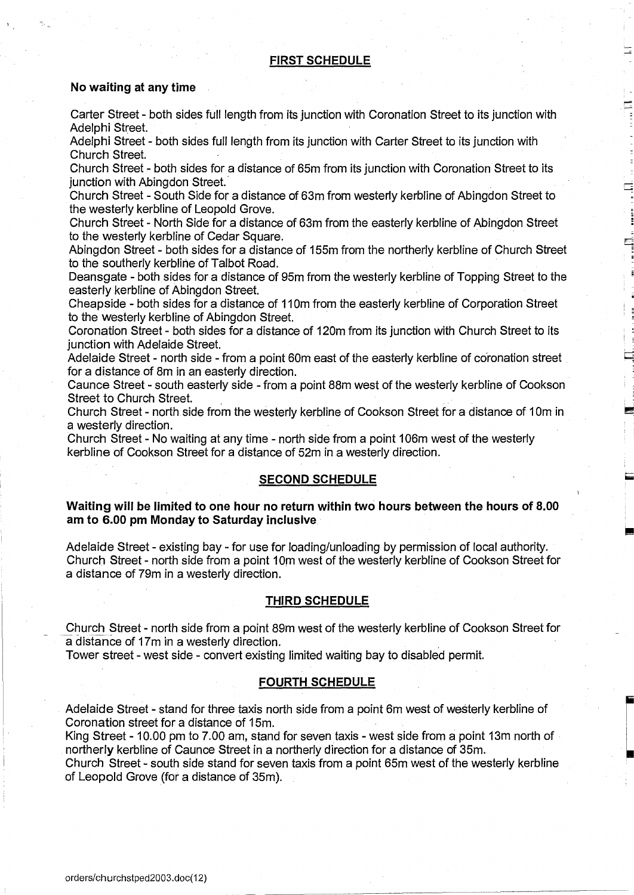## FIRST SCHEDULE

**No waiting at any time**

Carter Street - both sides full length from its junction with Coronation Street to its junction with Adelphi Street.
Adelphi Street - both sides full length from its junction with Carter Street to its junction with Church Street.
Church Street - both sides for a distance of 65m from its junction with Coronation Street to its junction with Abingdon Street.
Church Street - South Side for a distance of 63m from westerly kerbline of Abingdon Street to the westerly kerbline of Leopold Grove.
Church Street - North Side for a distance of 63m from the easterly kerbline of Abingdon Street to the westerly kerbline of Cedar Square.
Abingdon Street - both sides for a distance of 155m from the northerly kerbline of Church Street to the southerly kerbline of Talbot Road.
Deansgate - both sides for a distance of 95m from the westerly kerbline of Topping Street to the easterly kerbline of Abingdon Street.
Cheapside - both sides for a distance of 110m from the easterly kerbline of Corporation Street to the westerly kerbline of Abingdon Street.
Coronation Street - both sides for a distance of 120m from its junction with Church Street to its junction with Adelaide Street.
Adelaide Street - north side - from a point 60m east of the easterly kerbline of coronation street for a distance of 8m in an easterly direction.
Caunce Street - south easterly side - from a point 88m west of the westerly kerbline of Cookson Street to Church Street.
Church Street - north side from the westerly kerbline of Cookson Street for a distance of 10m in a westerly direction.
Church Street - No waiting at any time - north side from a point 106m west of the westerly kerbline of Cookson Street for a distance of 52m in a westerly direction.

## SECOND SCHEDULE

**Waiting will be limited to one hour no return within two hours between the hours of 8.00 am to 6.00 pm Monday to Saturday inclusive**

Adelaide Street - existing bay - for use for loading/unloading by permission of local authority.
Church Street - north side from a point 10m west of the westerly kerbline of Cookson Street for a distance of 79m in a westerly direction.

## THIRD SCHEDULE

Church Street - north side from a point 89m west of the westerly kerbline of Cookson Street for a distance of 17m in a westerly direction.
Tower street - west side - convert existing limited waiting bay to disabled permit.

## FOURTH SCHEDULE

Adelaide Street - stand for three taxis north side from a point 6m west of westerly kerbline of Coronation street for a distance of 15m.
King Street - 10.00 pm to 7.00 am, stand for seven taxis - west side from a point 13m north of northerly kerbline of Caunce Street in a northerly direction for a distance of 35m.
Church Street - south side stand for seven taxis from a point 65m west of the westerly kerbline of Leopold Grove (for a distance of 35m).

orders/churchstped2003.doc(12)